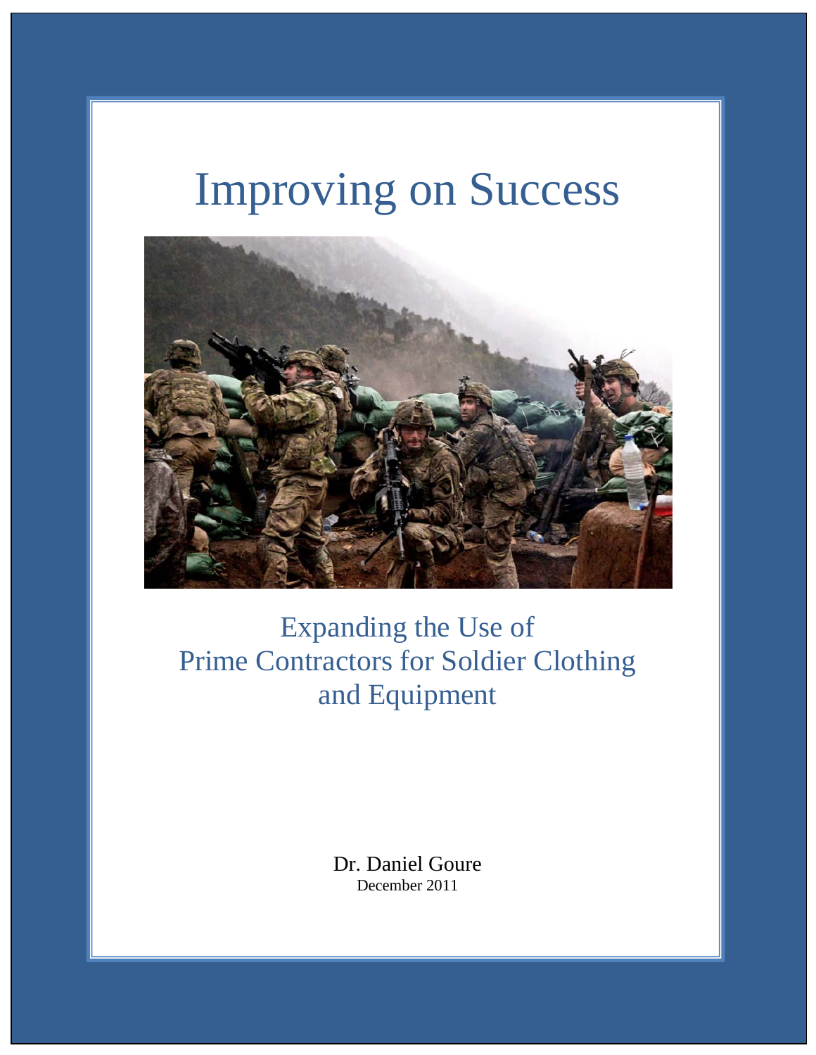# Improving on Success

## Expanding the Use of Prime Contractors for Soldier Clothing and Equipment

Dr. Daniel Goure

December 2011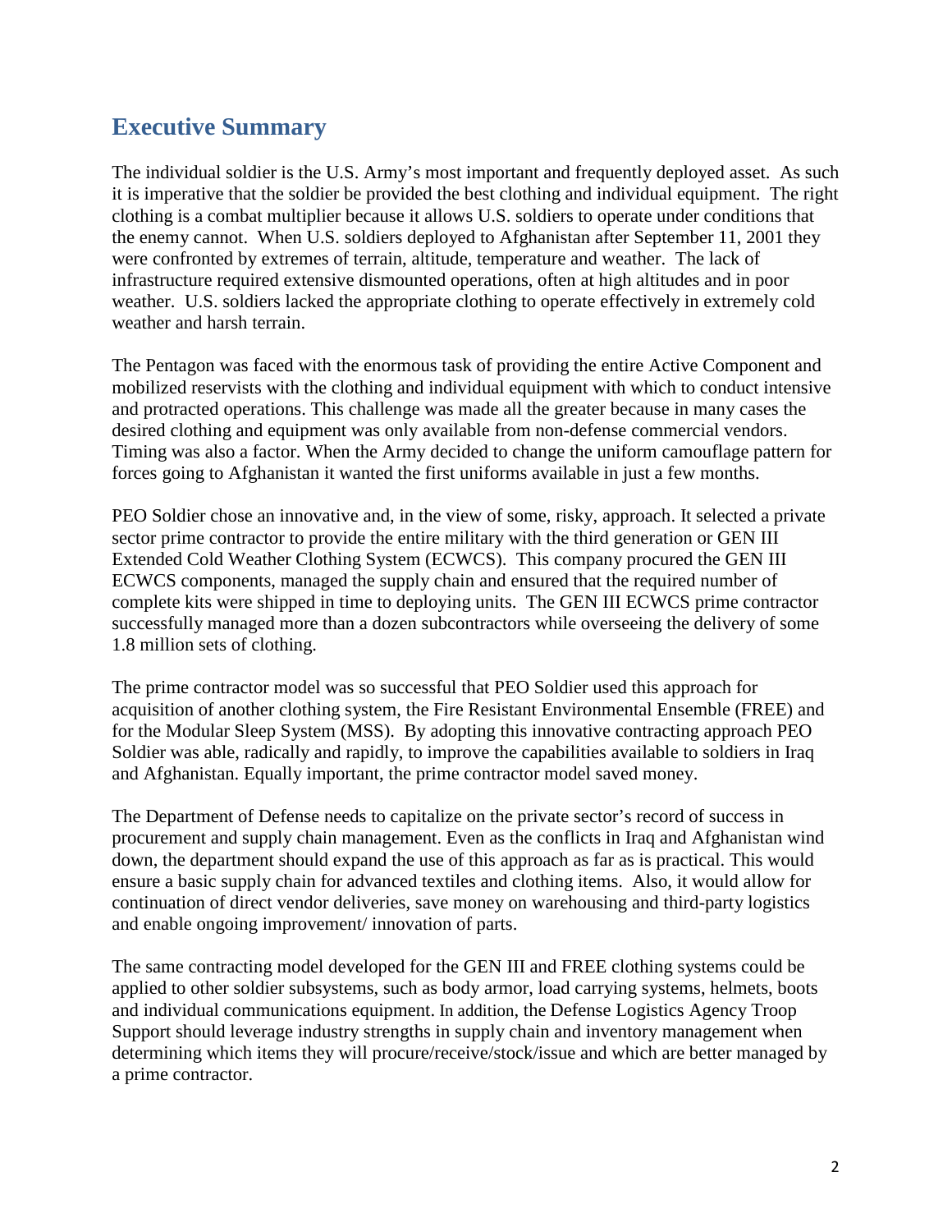## Executive Summary

The individual soldier is the U.S. Army's most important and frequently deployed asset. As such it is imperative that the soldier be provided the best clothing and individual equipment. The right clothing is a combat multiplier because it allows U.S. soldiers to operate under conditions that the enemy cannot. When U.S. soldiers deployed to Afghanistan after September 11, 2001 they were confronted by extremes of terrain, altitude, temperature and weather. The lack of infrastructure required extensive dismounted operations, often at high altitudes and in poor weather. U.S. soldiers lacked the appropriate clothing to operate effectively in extremely cold weather and harsh terrain.

The Pentagon was faced with the enormous task of providing the entire Active Component and mobilized reservists with the clothing and individual equipment with which to conduct intensive and protracted operations. This challenge was made all the greater because in many cases the desired clothing and equipment was only available from non-defense commercial vendors. Timing was also a factor. When the Army decided to change the uniform camouflage pattern for forces going to Afghanistan it wanted the first uniforms available in just a few months.

PEO Soldier chose an innovative and, in the view of some, risky, approach. It selected a private sector prime contractor to provide the entire military with the third generation or GEN III Extended Cold Weather Clothing System (ECWCS). This company procured the GEN III ECWCS components, managed the supply chain and ensured that the required number of complete kits were shipped in time to deploying units. The GEN III ECWCS prime contractor successfully managed more than a dozen subcontractors while overseeing the delivery of some 1.8 million sets of clothing.

The prime contractor model was so successful that PEO Soldier used this approach for acquisition of another clothing system, the Fire Resistant Environmental Ensemble (FREE) and for the Modular Sleep System (MSS). By adopting this innovative contracting approach PEO Soldier was able, radically and rapidly, to improve the capabilities available to soldiers in Iraq and Afghanistan. Equally important, the prime contractor model saved money.

The Department of Defense needs to capitalize on the private sector's record of success in procurement and supply chain management. Even as the conflicts in Iraq and Afghanistan wind down, the department should expand the use of this approach as far as is practical. This would ensure a basic supply chain for advanced textiles and clothing items. Also, it would allow for continuation of direct vendor deliveries, save money on warehousing and third-party logistics and enable ongoing improvement/ innovation of parts.

The same contracting model developed for the GEN III and FREE clothing systems could be applied to other soldier subsystems, such as body armor, load carrying systems, helmets, boots and individual communications equipment. In addition, the Defense Logistics Agency Troop Support should leverage industry strengths in supply chain and inventory management when determining which items they will procure/receive/stock/issue and which are better managed by a prime contractor.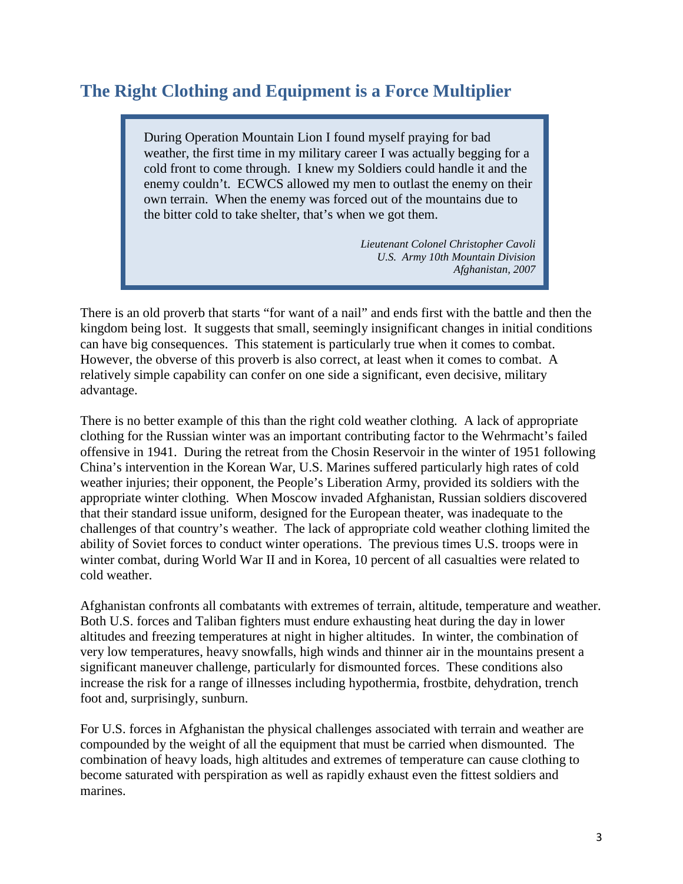## The Right Clothing and Equipment is a Force Multiplier

> During Operation Mountain Lion I found myself praying for bad weather, the first time in my military career I was actually begging for a cold front to come through. I knew my Soldiers could handle it and the enemy couldn't. ECWCS allowed my men to outlast the enemy on their own terrain. When the enemy was forced out of the mountains due to the bitter cold to take shelter, that's when we got them.
>
> *Lieutenant Colonel Christopher Cavoli*
> *U.S. Army 10th Mountain Division*
> *Afghanistan, 2007*

There is an old proverb that starts "for want of a nail" and ends first with the battle and then the kingdom being lost. It suggests that small, seemingly insignificant changes in initial conditions can have big consequences. This statement is particularly true when it comes to combat. However, the obverse of this proverb is also correct, at least when it comes to combat. A relatively simple capability can confer on one side a significant, even decisive, military advantage.

There is no better example of this than the right cold weather clothing. A lack of appropriate clothing for the Russian winter was an important contributing factor to the Wehrmacht's failed offensive in 1941. During the retreat from the Chosin Reservoir in the winter of 1951 following China's intervention in the Korean War, U.S. Marines suffered particularly high rates of cold weather injuries; their opponent, the People's Liberation Army, provided its soldiers with the appropriate winter clothing. When Moscow invaded Afghanistan, Russian soldiers discovered that their standard issue uniform, designed for the European theater, was inadequate to the challenges of that country's weather. The lack of appropriate cold weather clothing limited the ability of Soviet forces to conduct winter operations. The previous times U.S. troops were in winter combat, during World War II and in Korea, 10 percent of all casualties were related to cold weather.

Afghanistan confronts all combatants with extremes of terrain, altitude, temperature and weather. Both U.S. forces and Taliban fighters must endure exhausting heat during the day in lower altitudes and freezing temperatures at night in higher altitudes. In winter, the combination of very low temperatures, heavy snowfalls, high winds and thinner air in the mountains present a significant maneuver challenge, particularly for dismounted forces. These conditions also increase the risk for a range of illnesses including hypothermia, frostbite, dehydration, trench foot and, surprisingly, sunburn.

For U.S. forces in Afghanistan the physical challenges associated with terrain and weather are compounded by the weight of all the equipment that must be carried when dismounted. The combination of heavy loads, high altitudes and extremes of temperature can cause clothing to become saturated with perspiration as well as rapidly exhaust even the fittest soldiers and marines.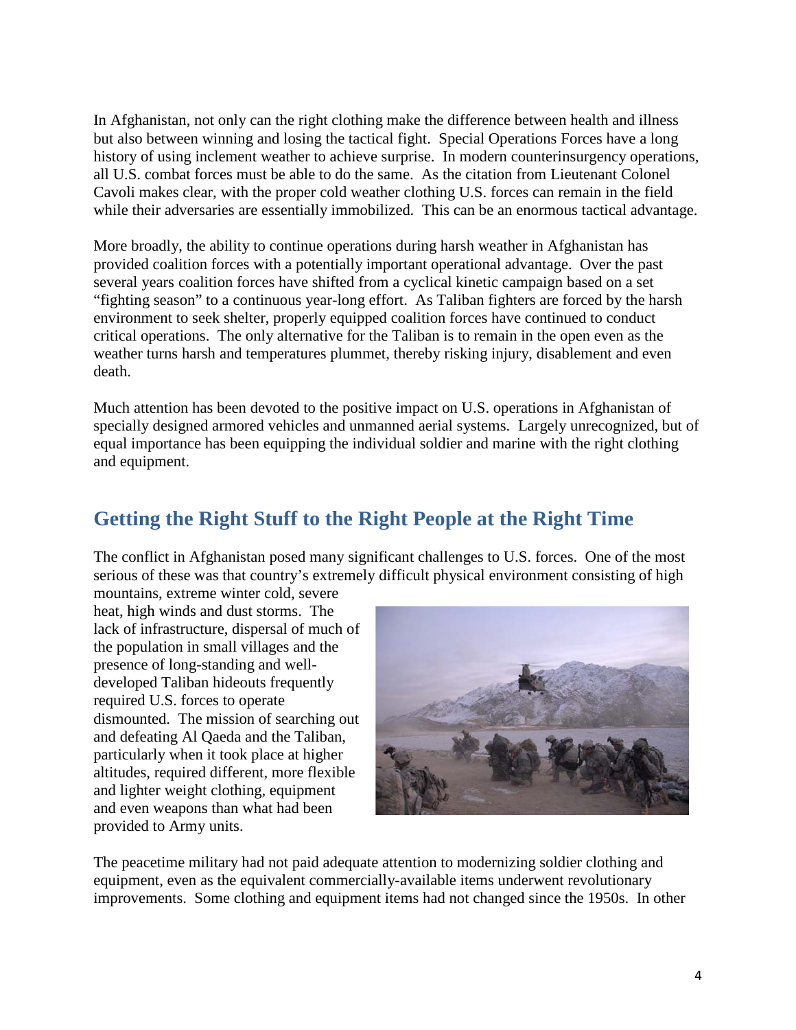In Afghanistan, not only can the right clothing make the difference between health and illness but also between winning and losing the tactical fight. Special Operations Forces have a long history of using inclement weather to achieve surprise. In modern counterinsurgency operations, all U.S. combat forces must be able to do the same. As the citation from Lieutenant Colonel Cavoli makes clear, with the proper cold weather clothing U.S. forces can remain in the field while their adversaries are essentially immobilized. This can be an enormous tactical advantage.

More broadly, the ability to continue operations during harsh weather in Afghanistan has provided coalition forces with a potentially important operational advantage. Over the past several years coalition forces have shifted from a cyclical kinetic campaign based on a set "fighting season" to a continuous year-long effort. As Taliban fighters are forced by the harsh environment to seek shelter, properly equipped coalition forces have continued to conduct critical operations. The only alternative for the Taliban is to remain in the open even as the weather turns harsh and temperatures plummet, thereby risking injury, disablement and even death.

Much attention has been devoted to the positive impact on U.S. operations in Afghanistan of specially designed armored vehicles and unmanned aerial systems. Largely unrecognized, but of equal importance has been equipping the individual soldier and marine with the right clothing and equipment.

## Getting the Right Stuff to the Right People at the Right Time

The conflict in Afghanistan posed many significant challenges to U.S. forces. One of the most serious of these was that country's extremely difficult physical environment consisting of high mountains, extreme winter cold, severe heat, high winds and dust storms. The lack of infrastructure, dispersal of much of the population in small villages and the presence of long-standing and well-developed Taliban hideouts frequently required U.S. forces to operate dismounted. The mission of searching out and defeating Al Qaeda and the Taliban, particularly when it took place at higher altitudes, required different, more flexible and lighter weight clothing, equipment and even weapons than what had been provided to Army units.

The peacetime military had not paid adequate attention to modernizing soldier clothing and equipment, even as the equivalent commercially-available items underwent revolutionary improvements. Some clothing and equipment items had not changed since the 1950s. In other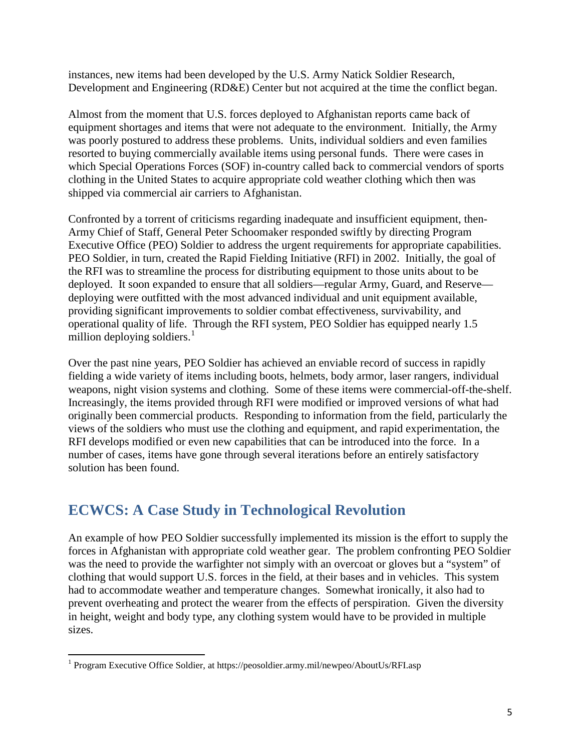instances, new items had been developed by the U.S. Army Natick Soldier Research, Development and Engineering (RD&E) Center but not acquired at the time the conflict began.

Almost from the moment that U.S. forces deployed to Afghanistan reports came back of equipment shortages and items that were not adequate to the environment. Initially, the Army was poorly postured to address these problems. Units, individual soldiers and even families resorted to buying commercially available items using personal funds. There were cases in which Special Operations Forces (SOF) in-country called back to commercial vendors of sports clothing in the United States to acquire appropriate cold weather clothing which then was shipped via commercial air carriers to Afghanistan.

Confronted by a torrent of criticisms regarding inadequate and insufficient equipment, then-Army Chief of Staff, General Peter Schoomaker responded swiftly by directing Program Executive Office (PEO) Soldier to address the urgent requirements for appropriate capabilities. PEO Soldier, in turn, created the Rapid Fielding Initiative (RFI) in 2002. Initially, the goal of the RFI was to streamline the process for distributing equipment to those units about to be deployed. It soon expanded to ensure that all soldiers—regular Army, Guard, and Reserve—deploying were outfitted with the most advanced individual and unit equipment available, providing significant improvements to soldier combat effectiveness, survivability, and operational quality of life. Through the RFI system, PEO Soldier has equipped nearly 1.5 million deploying soldiers.[1]

Over the past nine years, PEO Soldier has achieved an enviable record of success in rapidly fielding a wide variety of items including boots, helmets, body armor, laser rangers, individual weapons, night vision systems and clothing. Some of these items were commercial-off-the-shelf. Increasingly, the items provided through RFI were modified or improved versions of what had originally been commercial products. Responding to information from the field, particularly the views of the soldiers who must use the clothing and equipment, and rapid experimentation, the RFI develops modified or even new capabilities that can be introduced into the force. In a number of cases, items have gone through several iterations before an entirely satisfactory solution has been found.

## ECWCS: A Case Study in Technological Revolution

An example of how PEO Soldier successfully implemented its mission is the effort to supply the forces in Afghanistan with appropriate cold weather gear. The problem confronting PEO Soldier was the need to provide the warfighter not simply with an overcoat or gloves but a "system" of clothing that would support U.S. forces in the field, at their bases and in vehicles. This system had to accommodate weather and temperature changes. Somewhat ironically, it also had to prevent overheating and protect the wearer from the effects of perspiration. Given the diversity in height, weight and body type, any clothing system would have to be provided in multiple sizes.

[1] Program Executive Office Soldier, at https://peosoldier.army.mil/newpeo/AboutUs/RFI.asp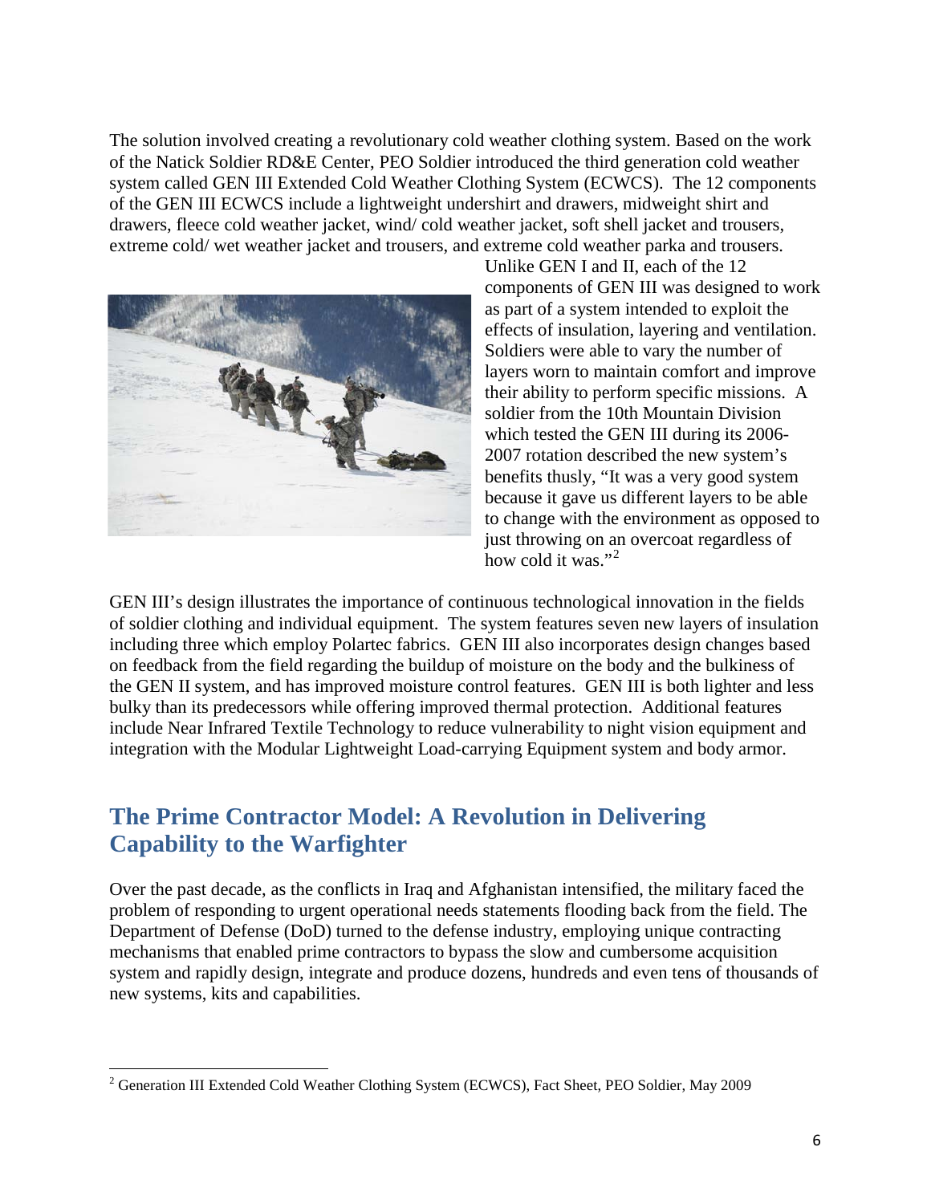The solution involved creating a revolutionary cold weather clothing system. Based on the work of the Natick Soldier RD&E Center, PEO Soldier introduced the third generation cold weather system called GEN III Extended Cold Weather Clothing System (ECWCS). The 12 components of the GEN III ECWCS include a lightweight undershirt and drawers, midweight shirt and drawers, fleece cold weather jacket, wind/ cold weather jacket, soft shell jacket and trousers, extreme cold/ wet weather jacket and trousers, and extreme cold weather parka and trousers. Unlike GEN I and II, each of the 12 components of GEN III was designed to work as part of a system intended to exploit the effects of insulation, layering and ventilation. Soldiers were able to vary the number of layers worn to maintain comfort and improve their ability to perform specific missions. A soldier from the 10th Mountain Division which tested the GEN III during its 2006-2007 rotation described the new system's benefits thusly, "It was a very good system because it gave us different layers to be able to change with the environment as opposed to just throwing on an overcoat regardless of how cold it was."[2]

GEN III's design illustrates the importance of continuous technological innovation in the fields of soldier clothing and individual equipment. The system features seven new layers of insulation including three which employ Polartec fabrics. GEN III also incorporates design changes based on feedback from the field regarding the buildup of moisture on the body and the bulkiness of the GEN II system, and has improved moisture control features. GEN III is both lighter and less bulky than its predecessors while offering improved thermal protection. Additional features include Near Infrared Textile Technology to reduce vulnerability to night vision equipment and integration with the Modular Lightweight Load-carrying Equipment system and body armor.

## The Prime Contractor Model: A Revolution in Delivering Capability to the Warfighter

Over the past decade, as the conflicts in Iraq and Afghanistan intensified, the military faced the problem of responding to urgent operational needs statements flooding back from the field. The Department of Defense (DoD) turned to the defense industry, employing unique contracting mechanisms that enabled prime contractors to bypass the slow and cumbersome acquisition system and rapidly design, integrate and produce dozens, hundreds and even tens of thousands of new systems, kits and capabilities.

---

[2] Generation III Extended Cold Weather Clothing System (ECWCS), Fact Sheet, PEO Soldier, May 2009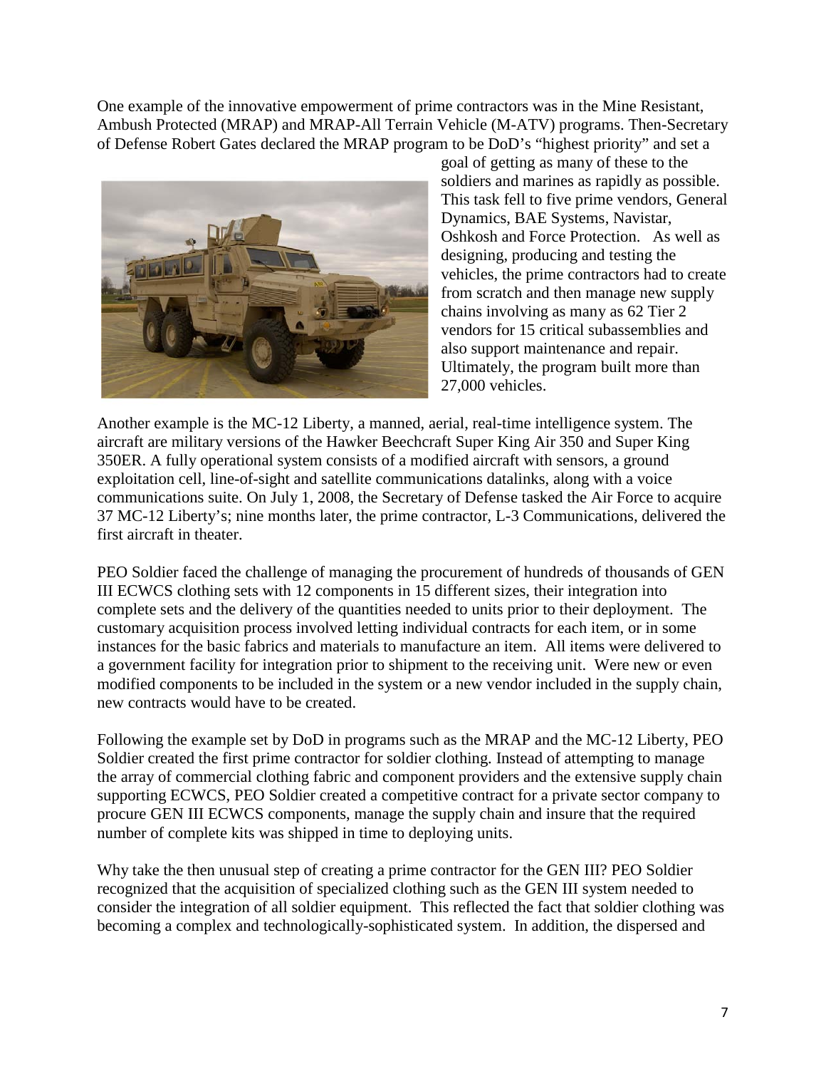One example of the innovative empowerment of prime contractors was in the Mine Resistant, Ambush Protected (MRAP) and MRAP-All Terrain Vehicle (M-ATV) programs. Then-Secretary of Defense Robert Gates declared the MRAP program to be DoD's "highest priority" and set a goal of getting as many of these to the soldiers and marines as rapidly as possible. This task fell to five prime vendors, General Dynamics, BAE Systems, Navistar, Oshkosh and Force Protection. As well as designing, producing and testing the vehicles, the prime contractors had to create from scratch and then manage new supply chains involving as many as 62 Tier 2 vendors for 15 critical subassemblies and also support maintenance and repair. Ultimately, the program built more than 27,000 vehicles.

Another example is the MC-12 Liberty, a manned, aerial, real-time intelligence system. The aircraft are military versions of the Hawker Beechcraft Super King Air 350 and Super King 350ER. A fully operational system consists of a modified aircraft with sensors, a ground exploitation cell, line-of-sight and satellite communications datalinks, along with a voice communications suite. On July 1, 2008, the Secretary of Defense tasked the Air Force to acquire 37 MC-12 Liberty's; nine months later, the prime contractor, L-3 Communications, delivered the first aircraft in theater.

PEO Soldier faced the challenge of managing the procurement of hundreds of thousands of GEN III ECWCS clothing sets with 12 components in 15 different sizes, their integration into complete sets and the delivery of the quantities needed to units prior to their deployment. The customary acquisition process involved letting individual contracts for each item, or in some instances for the basic fabrics and materials to manufacture an item. All items were delivered to a government facility for integration prior to shipment to the receiving unit. Were new or even modified components to be included in the system or a new vendor included in the supply chain, new contracts would have to be created.

Following the example set by DoD in programs such as the MRAP and the MC-12 Liberty, PEO Soldier created the first prime contractor for soldier clothing. Instead of attempting to manage the array of commercial clothing fabric and component providers and the extensive supply chain supporting ECWCS, PEO Soldier created a competitive contract for a private sector company to procure GEN III ECWCS components, manage the supply chain and insure that the required number of complete kits was shipped in time to deploying units.

Why take the then unusual step of creating a prime contractor for the GEN III? PEO Soldier recognized that the acquisition of specialized clothing such as the GEN III system needed to consider the integration of all soldier equipment. This reflected the fact that soldier clothing was becoming a complex and technologically-sophisticated system. In addition, the dispersed and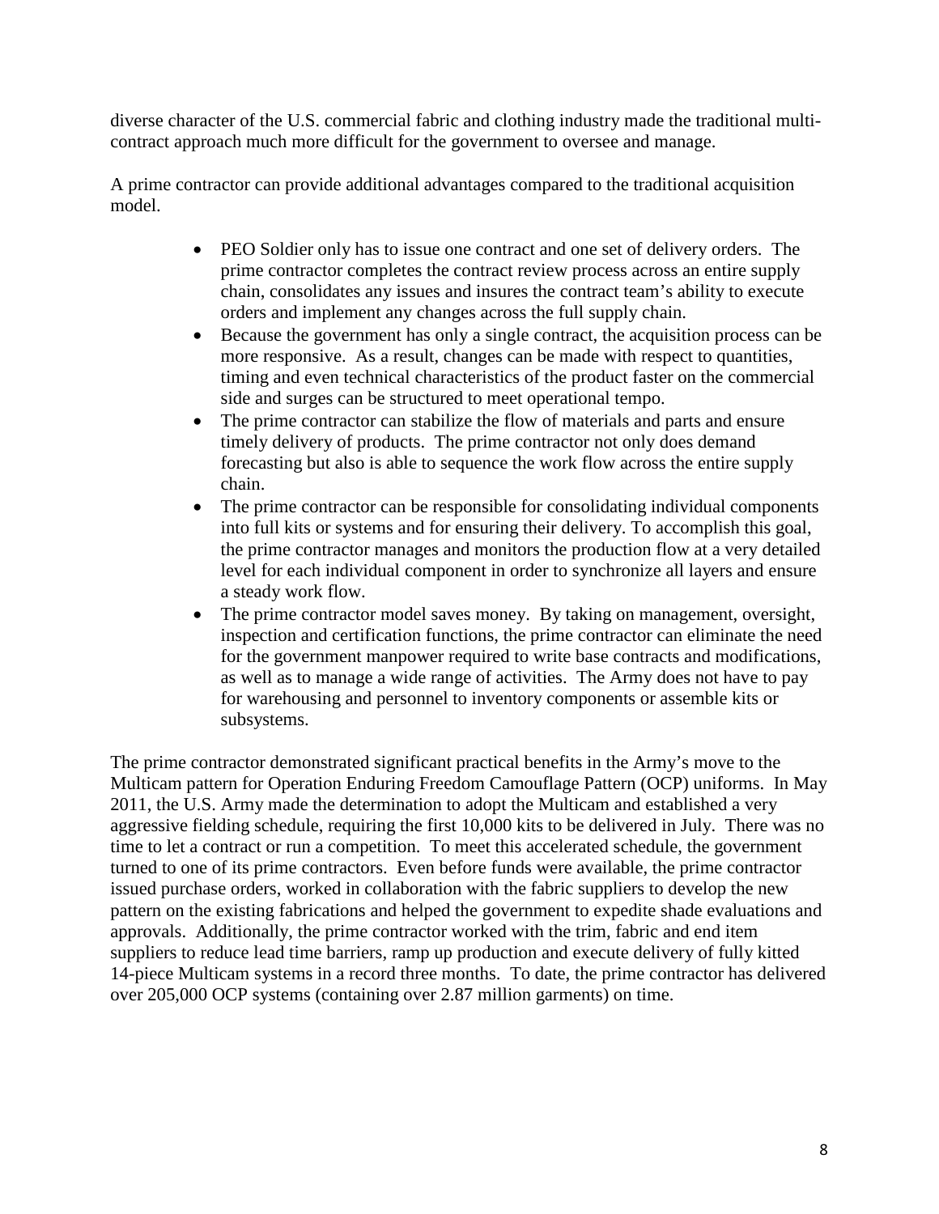diverse character of the U.S. commercial fabric and clothing industry made the traditional multi-contract approach much more difficult for the government to oversee and manage.

A prime contractor can provide additional advantages compared to the traditional acquisition model.

- PEO Soldier only has to issue one contract and one set of delivery orders. The prime contractor completes the contract review process across an entire supply chain, consolidates any issues and insures the contract team's ability to execute orders and implement any changes across the full supply chain.
- Because the government has only a single contract, the acquisition process can be more responsive. As a result, changes can be made with respect to quantities, timing and even technical characteristics of the product faster on the commercial side and surges can be structured to meet operational tempo.
- The prime contractor can stabilize the flow of materials and parts and ensure timely delivery of products. The prime contractor not only does demand forecasting but also is able to sequence the work flow across the entire supply chain.
- The prime contractor can be responsible for consolidating individual components into full kits or systems and for ensuring their delivery. To accomplish this goal, the prime contractor manages and monitors the production flow at a very detailed level for each individual component in order to synchronize all layers and ensure a steady work flow.
- The prime contractor model saves money. By taking on management, oversight, inspection and certification functions, the prime contractor can eliminate the need for the government manpower required to write base contracts and modifications, as well as to manage a wide range of activities. The Army does not have to pay for warehousing and personnel to inventory components or assemble kits or subsystems.

The prime contractor demonstrated significant practical benefits in the Army's move to the Multicam pattern for Operation Enduring Freedom Camouflage Pattern (OCP) uniforms. In May 2011, the U.S. Army made the determination to adopt the Multicam and established a very aggressive fielding schedule, requiring the first 10,000 kits to be delivered in July. There was no time to let a contract or run a competition. To meet this accelerated schedule, the government turned to one of its prime contractors. Even before funds were available, the prime contractor issued purchase orders, worked in collaboration with the fabric suppliers to develop the new pattern on the existing fabrications and helped the government to expedite shade evaluations and approvals. Additionally, the prime contractor worked with the trim, fabric and end item suppliers to reduce lead time barriers, ramp up production and execute delivery of fully kitted 14-piece Multicam systems in a record three months. To date, the prime contractor has delivered over 205,000 OCP systems (containing over 2.87 million garments) on time.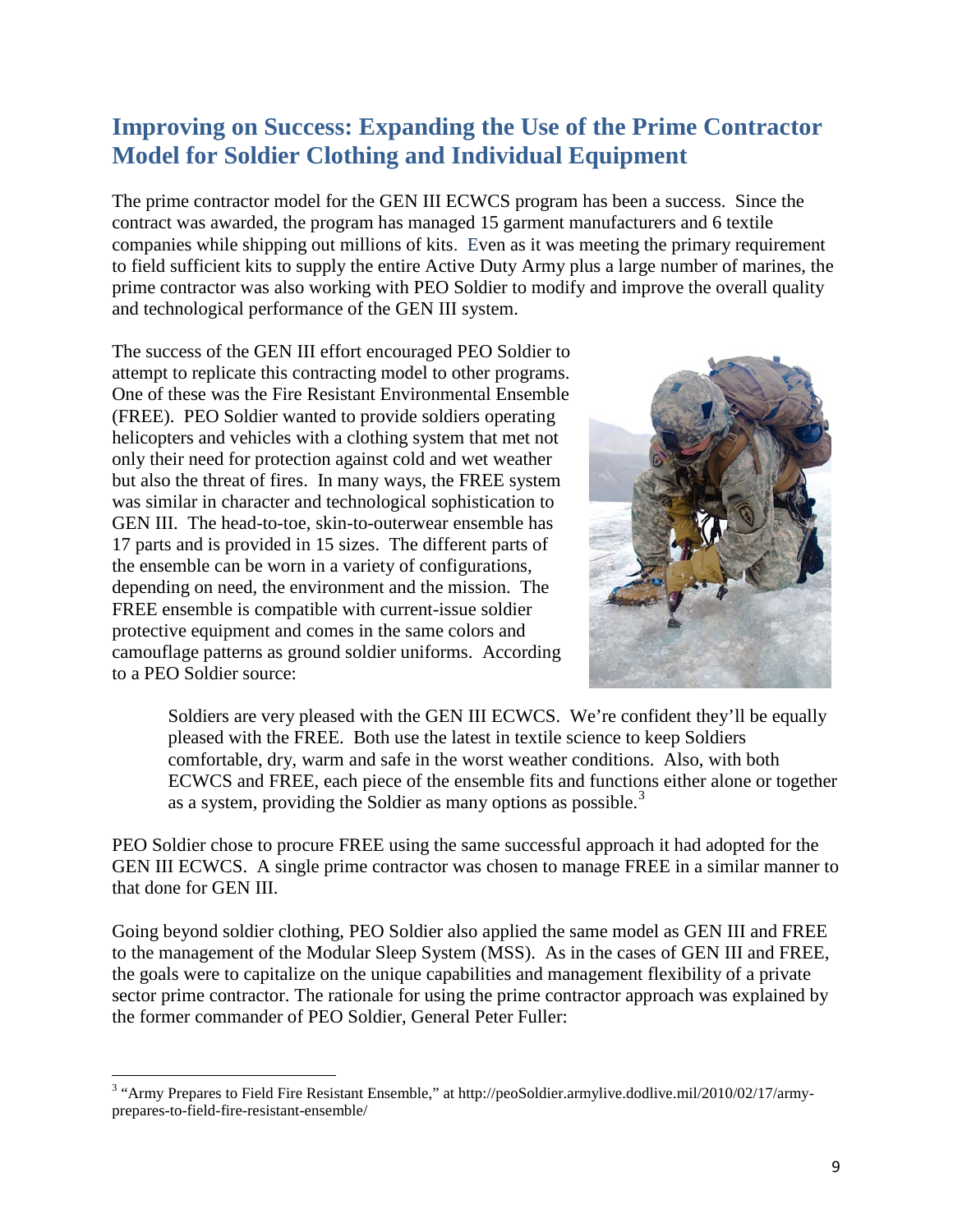## Improving on Success: Expanding the Use of the Prime Contractor Model for Soldier Clothing and Individual Equipment

The prime contractor model for the GEN III ECWCS program has been a success. Since the contract was awarded, the program has managed 15 garment manufacturers and 6 textile companies while shipping out millions of kits. Even as it was meeting the primary requirement to field sufficient kits to supply the entire Active Duty Army plus a large number of marines, the prime contractor was also working with PEO Soldier to modify and improve the overall quality and technological performance of the GEN III system.

The success of the GEN III effort encouraged PEO Soldier to attempt to replicate this contracting model to other programs. One of these was the Fire Resistant Environmental Ensemble (FREE). PEO Soldier wanted to provide soldiers operating helicopters and vehicles with a clothing system that met not only their need for protection against cold and wet weather but also the threat of fires. In many ways, the FREE system was similar in character and technological sophistication to GEN III. The head-to-toe, skin-to-outerwear ensemble has 17 parts and is provided in 15 sizes. The different parts of the ensemble can be worn in a variety of configurations, depending on need, the environment and the mission. The FREE ensemble is compatible with current-issue soldier protective equipment and comes in the same colors and camouflage patterns as ground soldier uniforms. According to a PEO Soldier source:

> Soldiers are very pleased with the GEN III ECWCS. We're confident they'll be equally pleased with the FREE. Both use the latest in textile science to keep Soldiers comfortable, dry, warm and safe in the worst weather conditions. Also, with both ECWCS and FREE, each piece of the ensemble fits and functions either alone or together as a system, providing the Soldier as many options as possible.[3]

PEO Soldier chose to procure FREE using the same successful approach it had adopted for the GEN III ECWCS. A single prime contractor was chosen to manage FREE in a similar manner to that done for GEN III.

Going beyond soldier clothing, PEO Soldier also applied the same model as GEN III and FREE to the management of the Modular Sleep System (MSS). As in the cases of GEN III and FREE, the goals were to capitalize on the unique capabilities and management flexibility of a private sector prime contractor. The rationale for using the prime contractor approach was explained by the former commander of PEO Soldier, General Peter Fuller:

---

[3] "Army Prepares to Field Fire Resistant Ensemble," at http://peoSoldier.armylive.dodlive.mil/2010/02/17/army-prepares-to-field-fire-resistant-ensemble/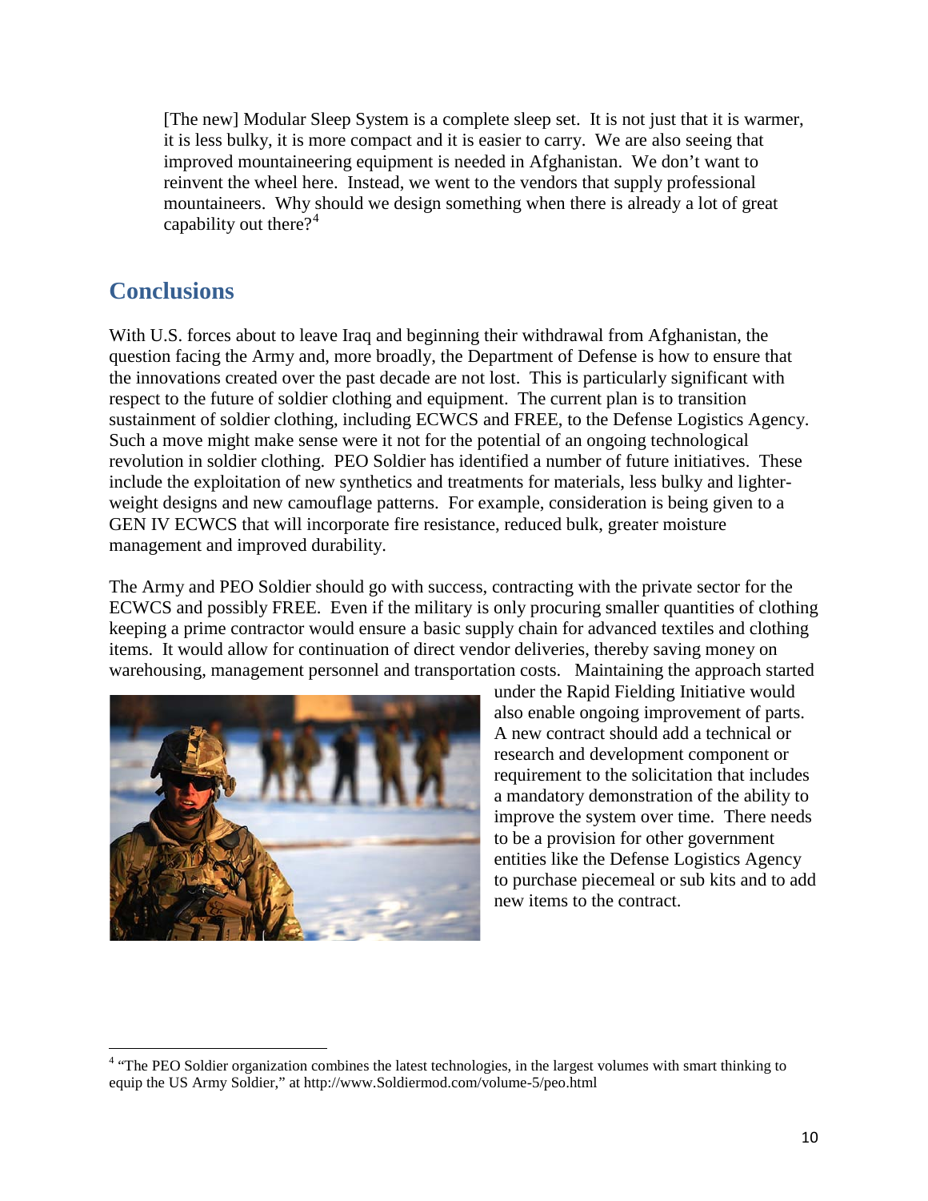> [The new] Modular Sleep System is a complete sleep set. It is not just that it is warmer, it is less bulky, it is more compact and it is easier to carry. We are also seeing that improved mountaineering equipment is needed in Afghanistan. We don't want to reinvent the wheel here. Instead, we went to the vendors that supply professional mountaineers. Why should we design something when there is already a lot of great capability out there?[4]

## Conclusions

With U.S. forces about to leave Iraq and beginning their withdrawal from Afghanistan, the question facing the Army and, more broadly, the Department of Defense is how to ensure that the innovations created over the past decade are not lost. This is particularly significant with respect to the future of soldier clothing and equipment. The current plan is to transition sustainment of soldier clothing, including ECWCS and FREE, to the Defense Logistics Agency. Such a move might make sense were it not for the potential of an ongoing technological revolution in soldier clothing. PEO Soldier has identified a number of future initiatives. These include the exploitation of new synthetics and treatments for materials, less bulky and lighter-weight designs and new camouflage patterns. For example, consideration is being given to a GEN IV ECWCS that will incorporate fire resistance, reduced bulk, greater moisture management and improved durability.

The Army and PEO Soldier should go with success, contracting with the private sector for the ECWCS and possibly FREE. Even if the military is only procuring smaller quantities of clothing keeping a prime contractor would ensure a basic supply chain for advanced textiles and clothing items. It would allow for continuation of direct vendor deliveries, thereby saving money on warehousing, management personnel and transportation costs. Maintaining the approach started under the Rapid Fielding Initiative would also enable ongoing improvement of parts. A new contract should add a technical or research and development component or requirement to the solicitation that includes a mandatory demonstration of the ability to improve the system over time. There needs to be a provision for other government entities like the Defense Logistics Agency to purchase piecemeal or sub kits and to add new items to the contract.

---

[4] "The PEO Soldier organization combines the latest technologies, in the largest volumes with smart thinking to equip the US Army Soldier," at http://www.Soldiermod.com/volume-5/peo.html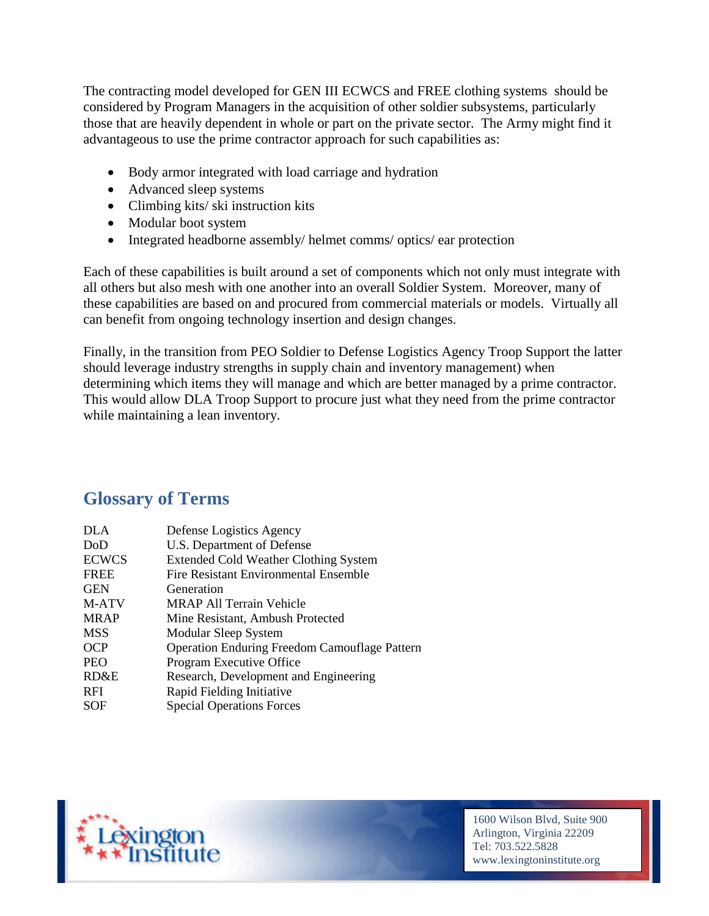The contracting model developed for GEN III ECWCS and FREE clothing systems should be considered by Program Managers in the acquisition of other soldier subsystems, particularly those that are heavily dependent in whole or part on the private sector. The Army might find it advantageous to use the prime contractor approach for such capabilities as:

- Body armor integrated with load carriage and hydration
- Advanced sleep systems
- Climbing kits/ ski instruction kits
- Modular boot system
- Integrated headborne assembly/ helmet comms/ optics/ ear protection

Each of these capabilities is built around a set of components which not only must integrate with all others but also mesh with one another into an overall Soldier System. Moreover, many of these capabilities are based on and procured from commercial materials or models. Virtually all can benefit from ongoing technology insertion and design changes.

Finally, in the transition from PEO Soldier to Defense Logistics Agency Troop Support the latter should leverage industry strengths in supply chain and inventory management) when determining which items they will manage and which are better managed by a prime contractor. This would allow DLA Troop Support to procure just what they need from the prime contractor while maintaining a lean inventory.

## Glossary of Terms

| | |
|---|---|
| DLA | Defense Logistics Agency |
| DoD | U.S. Department of Defense |
| ECWCS | Extended Cold Weather Clothing System |
| FREE | Fire Resistant Environmental Ensemble |
| GEN | Generation |
| M-ATV | MRAP All Terrain Vehicle |
| MRAP | Mine Resistant, Ambush Protected |
| MSS | Modular Sleep System |
| OCP | Operation Enduring Freedom Camouflage Pattern |
| PEO | Program Executive Office |
| RD&E | Research, Development and Engineering |
| RFI | Rapid Fielding Initiative |
| SOF | Special Operations Forces |

Lexington Institute

1600 Wilson Blvd, Suite 900
Arlington, Virginia 22209
Tel: 703.522.5828
www.lexingtoninstitute.org